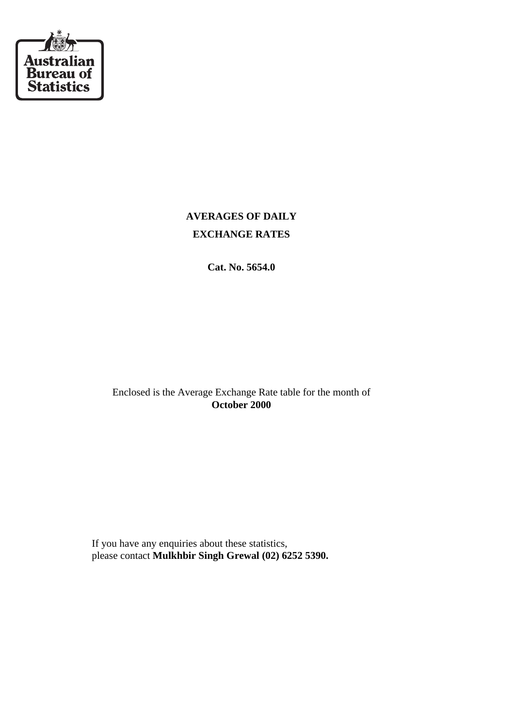Australian Bureau of Statistics

# AVERAGES OF DAILY EXCHANGE RATES

**Cat. No. 5654.0**

Enclosed is the Average Exchange Rate table for the month of
**October 2000**

If you have any enquiries about these statistics,
please contact **Mulkhbir Singh Grewal (02) 6252 5390.**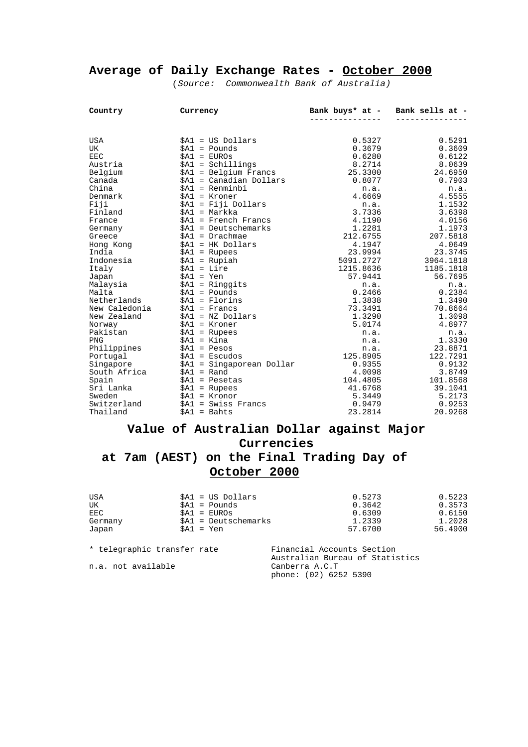## Average of Daily Exchange Rates - October 2000

(*Source: Commonwealth Bank of Australia*)

| Country | Currency | Bank buys* at - | Bank sells at - |
|---|---|---|---|
| USA | $A1 = US Dollars | 0.5327 | 0.5291 |
| UK | $A1 = Pounds | 0.3679 | 0.3609 |
| EEC | $A1 = EUROs | 0.6280 | 0.6122 |
| Austria | $A1 = Schillings | 8.2714 | 8.0639 |
| Belgium | $A1 = Belgium Francs | 25.3300 | 24.6950 |
| Canada | $A1 = Canadian Dollars | 0.8077 | 0.7903 |
| China | $A1 = Renminbi | n.a. | n.a. |
| Denmark | $A1 = Kroner | 4.6669 | 4.5555 |
| Fiji | $A1 = Fiji Dollars | n.a. | 1.1532 |
| Finland | $A1 = Markka | 3.7336 | 3.6398 |
| France | $A1 = French Francs | 4.1190 | 4.0156 |
| Germany | $A1 = Deutschemarks | 1.2281 | 1.1973 |
| Greece | $A1 = Drachmae | 212.6755 | 207.5818 |
| Hong Kong | $A1 = HK Dollars | 4.1947 | 4.0649 |
| India | $A1 = Rupees | 23.9994 | 23.3745 |
| Indonesia | $A1 = Rupiah | 5091.2727 | 3964.1818 |
| Italy | $A1 = Lire | 1215.8636 | 1185.1818 |
| Japan | $A1 = Yen | 57.9441 | 56.7695 |
| Malaysia | $A1 = Ringgits | n.a. | n.a. |
| Malta | $A1 = Pounds | 0.2466 | 0.2384 |
| Netherlands | $A1 = Florins | 1.3838 | 1.3490 |
| New Caledonia | $A1 = Francs | 73.3491 | 70.8664 |
| New Zealand | $A1 = NZ Dollars | 1.3290 | 1.3098 |
| Norway | $A1 = Kroner | 5.0174 | 4.8977 |
| Pakistan | $A1 = Rupees | n.a. | n.a. |
| PNG | $A1 = Kina | n.a. | 1.3330 |
| Philippines | $A1 = Pesos | n.a. | 23.8871 |
| Portugal | $A1 = Escudos | 125.8905 | 122.7291 |
| Singapore | $A1 = Singaporean Dollar | 0.9355 | 0.9132 |
| South Africa | $A1 = Rand | 4.0098 | 3.8749 |
| Spain | $A1 = Pesetas | 104.4805 | 101.8568 |
| Sri Lanka | $A1 = Rupees | 41.6768 | 39.1041 |
| Sweden | $A1 = Kronor | 5.3449 | 5.2173 |
| Switzerland | $A1 = Swiss Francs | 0.9479 | 0.9253 |
| Thailand | $A1 = Bahts | 23.2814 | 20.9268 |

## Value of Australian Dollar against Major Currencies at 7am (AEST) on the Final Trading Day of October 2000

| | | | |
|---|---|---|---|
| USA | $A1 = US Dollars | 0.5273 | 0.5223 |
| UK | $A1 = Pounds | 0.3642 | 0.3573 |
| EEC | $A1 = EUROs | 0.6309 | 0.6150 |
| Germany | $A1 = Deutschemarks | 1.2339 | 1.2028 |
| Japan | $A1 = Yen | 57.6700 | 56.4900 |

\* telegraphic transfer rate

n.a. not available

Financial Accounts Section
Australian Bureau of Statistics
Canberra A.C.T
phone: (02) 6252 5390